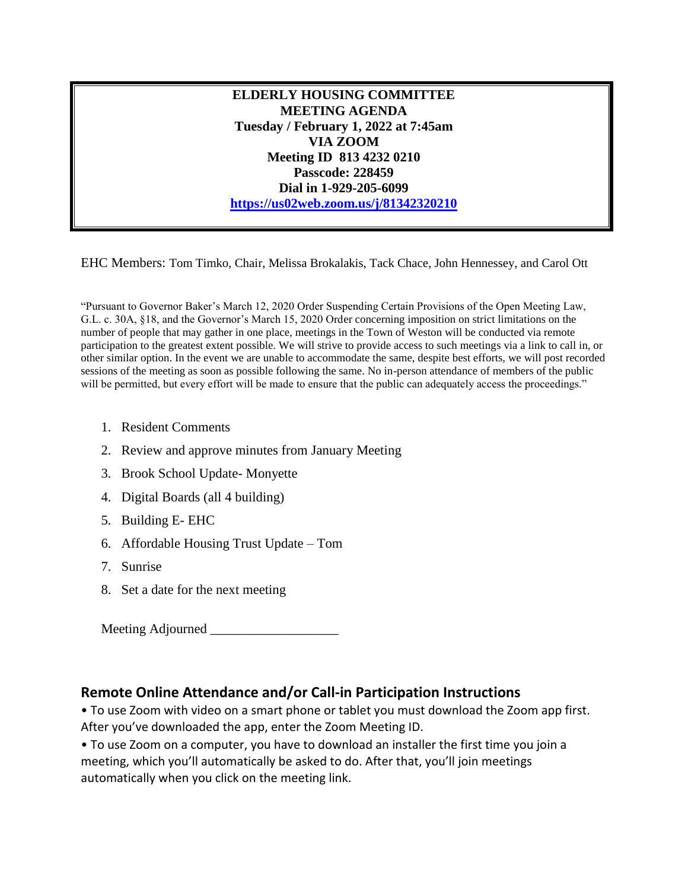**ELDERLY HOUSING COMMITTEE**
**MEETING AGENDA**
**Tuesday / February 1, 2022 at 7:45am**
**VIA ZOOM**
**Meeting ID 813 4232 0210**
**Passcode: 228459**
**Dial in 1-929-205-6099**
**https://us02web.zoom.us/j/81342320210**

EHC Members: Tom Timko, Chair, Melissa Brokalakis, Tack Chace, John Hennessey, and Carol Ott

"Pursuant to Governor Baker's March 12, 2020 Order Suspending Certain Provisions of the Open Meeting Law, G.L. c. 30A, §18, and the Governor's March 15, 2020 Order concerning imposition on strict limitations on the number of people that may gather in one place, meetings in the Town of Weston will be conducted via remote participation to the greatest extent possible. We will strive to provide access to such meetings via a link to call in, or other similar option. In the event we are unable to accommodate the same, despite best efforts, we will post recorded sessions of the meeting as soon as possible following the same. No in-person attendance of members of the public will be permitted, but every effort will be made to ensure that the public can adequately access the proceedings."

1. Resident Comments
2. Review and approve minutes from January Meeting
3. Brook School Update- Monyette
4. Digital Boards (all 4 building)
5. Building E- EHC
6. Affordable Housing Trust Update – Tom
7. Sunrise
8. Set a date for the next meeting

Meeting Adjourned ___________________

## Remote Online Attendance and/or Call-in Participation Instructions

• To use Zoom with video on a smart phone or tablet you must download the Zoom app first. After you've downloaded the app, enter the Zoom Meeting ID.

• To use Zoom on a computer, you have to download an installer the first time you join a meeting, which you'll automatically be asked to do. After that, you'll join meetings automatically when you click on the meeting link.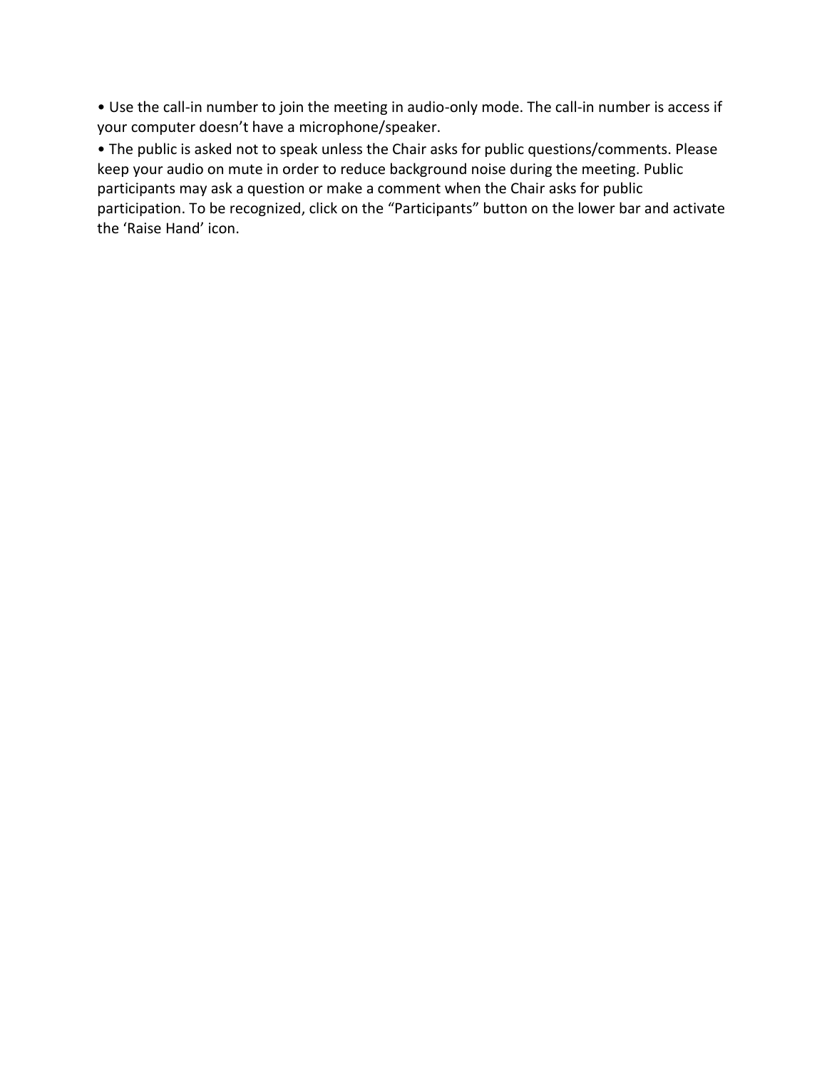- Use the call-in number to join the meeting in audio-only mode. The call-in number is access if your computer doesn't have a microphone/speaker.
- The public is asked not to speak unless the Chair asks for public questions/comments. Please keep your audio on mute in order to reduce background noise during the meeting. Public participants may ask a question or make a comment when the Chair asks for public participation. To be recognized, click on the "Participants" button on the lower bar and activate the 'Raise Hand' icon.